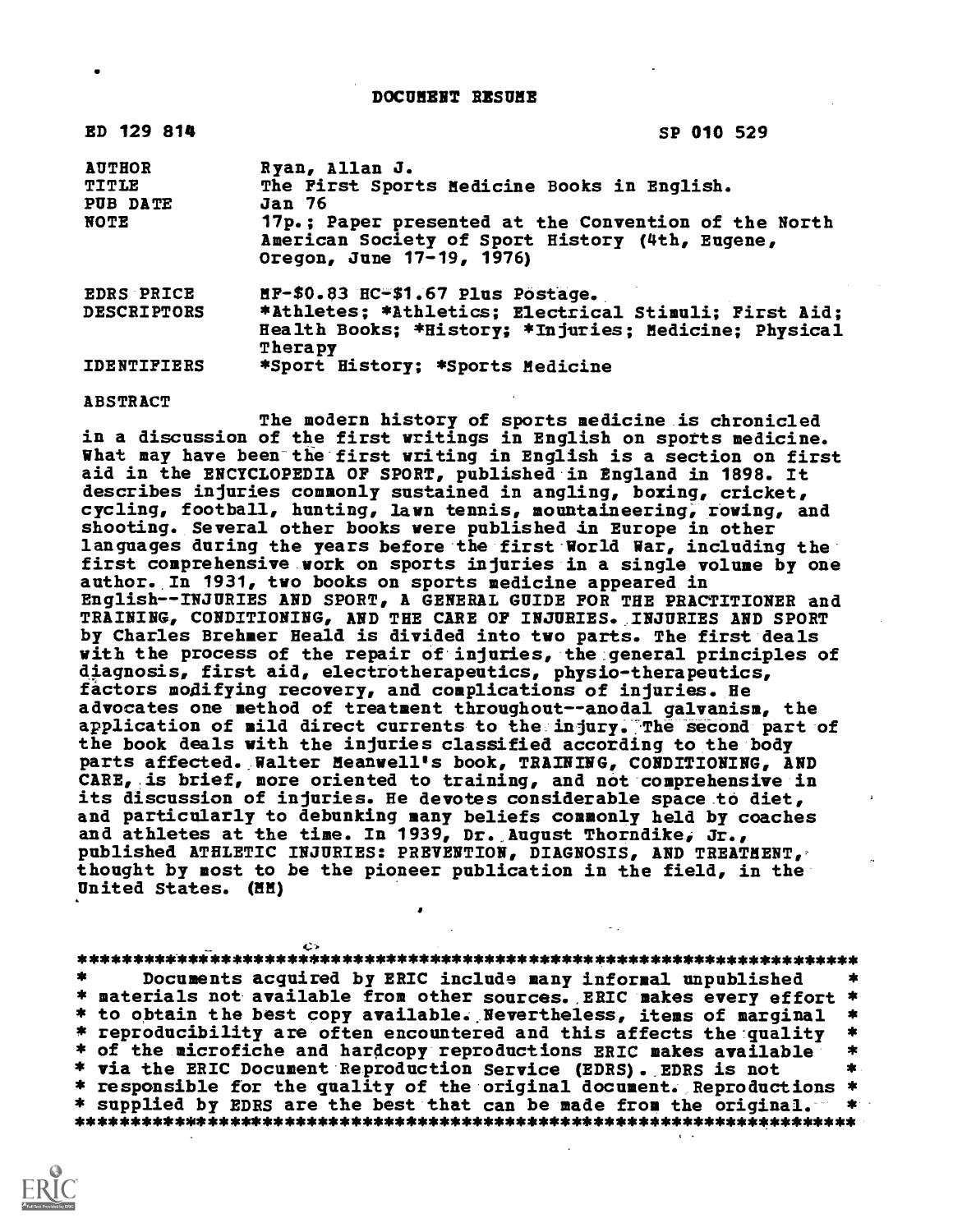# DOCUMENT RESUME

| | |
|---|---|
| ED 129 814 | SP 010 529 |
| AUTHOR | Ryan, Allan J. |
| TITLE | The First Sports Medicine Books in English. |
| PUB DATE | Jan 76 |
| NOTE | 17p.; Paper presented at the Convention of the North American Society of Sport History (4th, Eugene, Oregon, June 17-19, 1976) |
| EDRS PRICE | MF-$0.83 HC-$1.67 Plus Postage. |
| DESCRIPTORS | *Athletes; *Athletics; Electrical Stimuli; First Aid; Health Books; *History; *Injuries; Medicine; Physical Therapy |
| IDENTIFIERS | *Sport History; *Sports Medicine |

## ABSTRACT

The modern history of sports medicine is chronicled in a discussion of the first writings in English on sports medicine. What may have been the first writing in English is a section on first aid in the ENCYCLOPEDIA OF SPORT, published in England in 1898. It describes injuries commonly sustained in angling, boxing, cricket, cycling, football, hunting, lawn tennis, mountaineering, rowing, and shooting. Several other books were published in Europe in other languages during the years before the first World War, including the first comprehensive work on sports injuries in a single volume by one author. In 1931, two books on sports medicine appeared in English--INJURIES AND SPORT, A GENERAL GUIDE FOR THE PRACTITIONER and TRAINING, CONDITIONING, AND THE CARE OF INJURIES. INJURIES AND SPORT by Charles Brehmer Heald is divided into two parts. The first deals with the process of the repair of injuries, the general principles of diagnosis, first aid, electrotherapeutics, physio-therapeutics, factors modifying recovery, and complications of injuries. He advocates one method of treatment throughout--anodal galvanism, the application of mild direct currents to the injury. The second part of the book deals with the injuries classified according to the body parts affected. Walter Meanwell's book, TRAINING, CONDITIONING, AND CARE, is brief, more oriented to training, and not comprehensive in its discussion of injuries. He devotes considerable space to diet, and particularly to debunking many beliefs commonly held by coaches and athletes at the time. In 1939, Dr. August Thorndike, Jr., published ATHLETIC INJURIES: PREVENTION, DIAGNOSIS, AND TREATMENT, thought by most to be the pioneer publication in the field, in the United States. (MM)

---

Documents acquired by ERIC include many informal unpublished materials not available from other sources. ERIC makes every effort to obtain the best copy available. Nevertheless, items of marginal reproducibility are often encountered and this affects the quality of the microfiche and hardcopy reproductions ERIC makes available via the ERIC Document Reproduction Service (EDRS). EDRS is not responsible for the quality of the original document. Reproductions supplied by EDRS are the best that can be made from the original.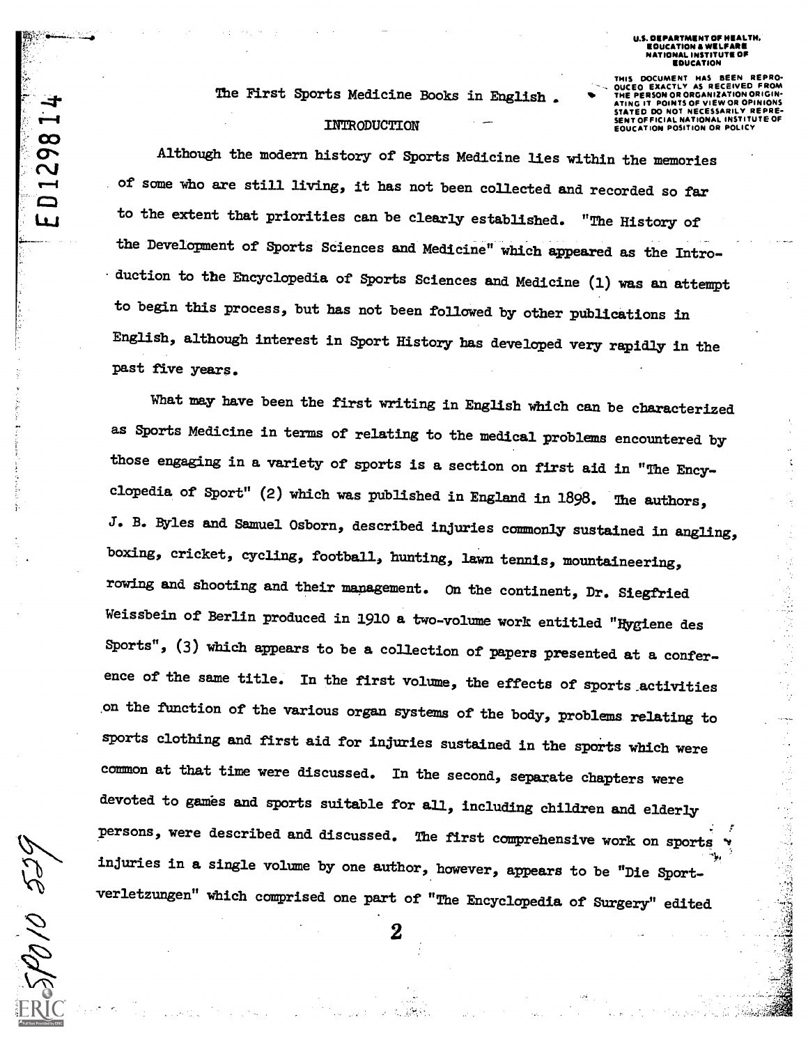# The First Sports Medicine Books in English.

## INTRODUCTION

Although the modern history of Sports Medicine lies within the memories of some who are still living, it has not been collected and recorded so far to the extent that priorities can be clearly established. "The History of the Development of Sports Sciences and Medicine" which appeared as the Introduction to the Encyclopedia of Sports Sciences and Medicine (1) was an attempt to begin this process, but has not been followed by other publications in English, although interest in Sport History has developed very rapidly in the past five years.

What may have been the first writing in English which can be characterized as Sports Medicine in terms of relating to the medical problems encountered by those engaging in a variety of sports is a section on first aid in "The Encyclopedia of Sport" (2) which was published in England in 1898. The authors, J. B. Byles and Samuel Osborn, described injuries commonly sustained in angling, boxing, cricket, cycling, football, hunting, lawn tennis, mountaineering, rowing and shooting and their management. On the continent, Dr. Siegfried Weissbein of Berlin produced in 1910 a two-volume work entitled "Hygiene des Sports", (3) which appears to be a collection of papers presented at a conference of the same title. In the first volume, the effects of sports activities on the function of the various organ systems of the body, problems relating to sports clothing and first aid for injuries sustained in the sports which were common at that time were discussed. In the second, separate chapters were devoted to games and sports suitable for all, including children and elderly persons, were described and discussed. The first comprehensive work on sports injuries in a single volume by one author, however, appears to be "Die Sportverletzungen" which comprised one part of "The Encyclopedia of Surgery" edited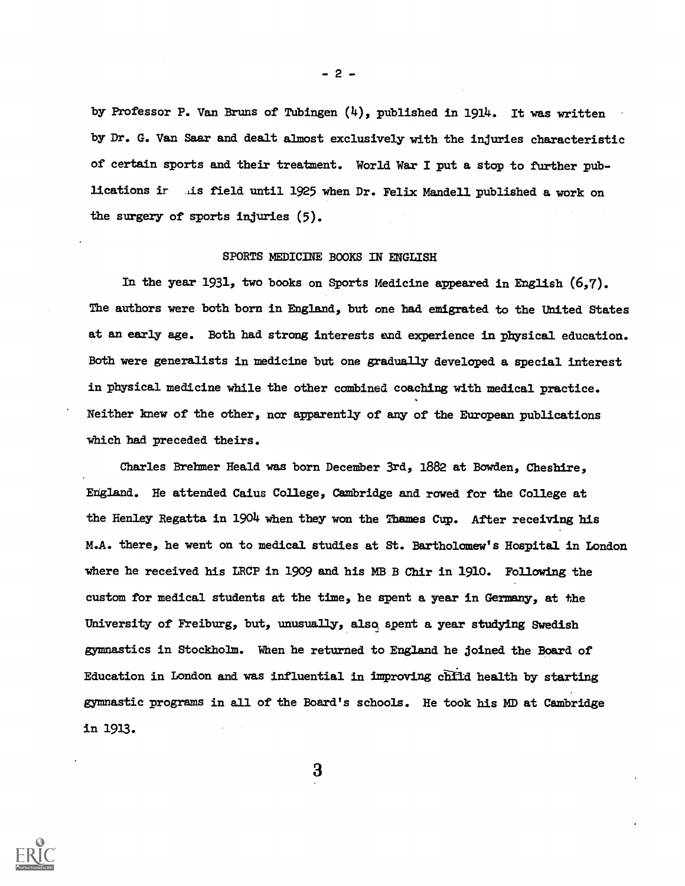by Professor P. Van Bruns of Tubingen (4), published in 1914. It was written by Dr. G. Van Saar and dealt almost exclusively with the injuries characteristic of certain sports and their treatment. World War I put a stop to further publications in this field until 1925 when Dr. Felix Mandell published a work on the surgery of sports injuries (5).

## SPORTS MEDICINE BOOKS IN ENGLISH

In the year 1931, two books on Sports Medicine appeared in English (6,7). The authors were both born in England, but one had emigrated to the United States at an early age. Both had strong interests and experience in physical education. Both were generalists in medicine but one gradually developed a special interest in physical medicine while the other combined coaching with medical practice. Neither knew of the other, nor apparently of any of the European publications which had preceded theirs.

Charles Brehmer Heald was born December 3rd, 1882 at Bowden, Cheshire, England. He attended Caius College, Cambridge and rowed for the College at the Henley Regatta in 1904 when they won the Thames Cup. After receiving his M.A. there, he went on to medical studies at St. Bartholomew's Hospital in London where he received his LRCP in 1909 and his MB B Chir in 1910. Following the custom for medical students at the time, he spent a year in Germany, at the University of Freiburg, but, unusually, also spent a year studying Swedish gymnastics in Stockholm. When he returned to England he joined the Board of Education in London and was influential in improving child health by starting gymnastic programs in all of the Board's schools. He took his MD at Cambridge in 1913.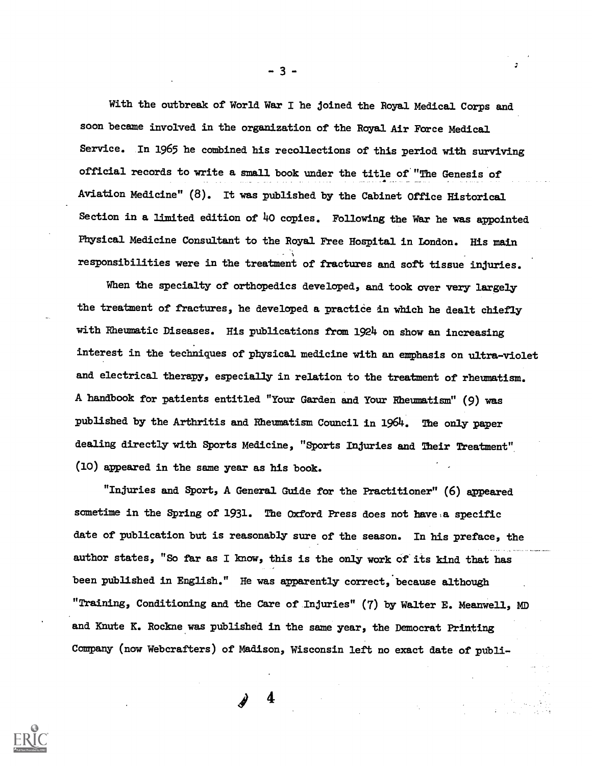With the outbreak of World War I he joined the Royal Medical Corps and soon became involved in the organization of the Royal Air Force Medical Service. In 1965 he combined his recollections of this period with surviving official records to write a small book under the title of "The Genesis of Aviation Medicine" (8). It was published by the Cabinet Office Historical Section in a limited edition of 40 copies. Following the War he was appointed Physical Medicine Consultant to the Royal Free Hospital in London. His main responsibilities were in the treatment of fractures and soft tissue injuries.

When the specialty of orthopedics developed, and took over very largely the treatment of fractures, he developed a practice in which he dealt chiefly with Rheumatic Diseases. His publications from 1924 on show an increasing interest in the techniques of physical medicine with an emphasis on ultra-violet and electrical therapy, especially in relation to the treatment of rheumatism. A handbook for patients entitled "Your Garden and Your Rheumatism" (9) was published by the Arthritis and Rheumatism Council in 1964. The only paper dealing directly with Sports Medicine, "Sports Injuries and Their Treatment" (10) appeared in the same year as his book.

"Injuries and Sport, A General Guide for the Practitioner" (6) appeared sometime in the Spring of 1931. The Oxford Press does not have a specific date of publication but is reasonably sure of the season. In his preface, the author states, "So far as I know, this is the only work of its kind that has been published in English." He was apparently correct, because although "Training, Conditioning and the Care of Injuries" (7) by Walter E. Meanwell, MD and Knute K. Rockne was published in the same year, the Democrat Printing Company (now Webcrafters) of Madison, Wisconsin left no exact date of publi-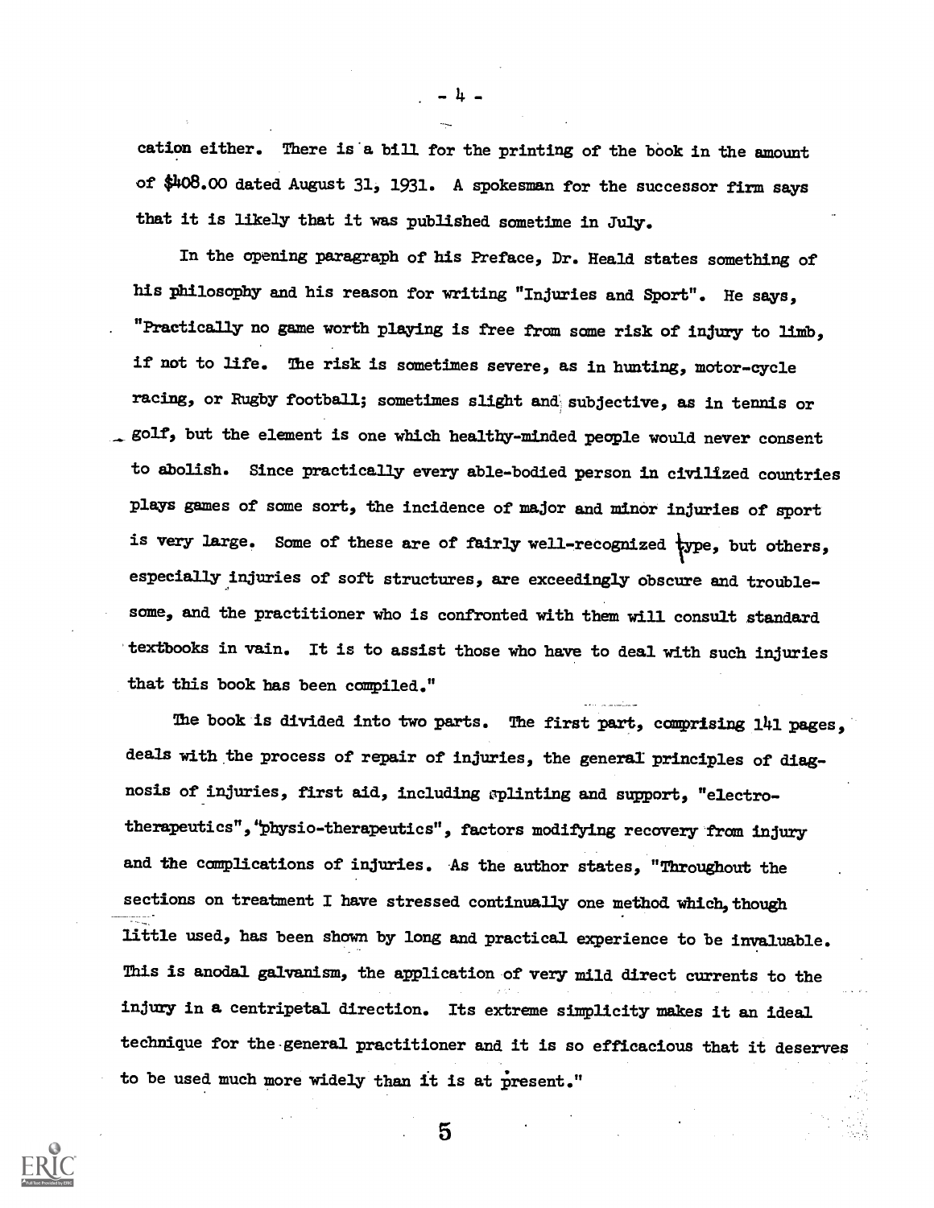cation either. There is a bill for the printing of the book in the amount of $408.00 dated August 31, 1931. A spokesman for the successor firm says that it is likely that it was published sometime in July.

In the opening paragraph of his Preface, Dr. Heald states something of his philosophy and his reason for writing "Injuries and Sport". He says, "Practically no game worth playing is free from some risk of injury to limb, if not to life. The risk is sometimes severe, as in hunting, motor-cycle racing, or Rugby football; sometimes slight and subjective, as in tennis or golf, but the element is one which healthy-minded people would never consent to abolish. Since practically every able-bodied person in civilized countries plays games of some sort, the incidence of major and minor injuries of sport is very large. Some of these are of fairly well-recognized type, but others, especially injuries of soft structures, are exceedingly obscure and troublesome, and the practitioner who is confronted with them will consult standard textbooks in vain. It is to assist those who have to deal with such injuries that this book has been compiled."

The book is divided into two parts. The first part, comprising 141 pages, deals with the process of repair of injuries, the general principles of diagnosis of injuries, first aid, including splinting and support, "electro-therapeutics", "physio-therapeutics", factors modifying recovery from injury and the complications of injuries. As the author states, "Throughout the sections on treatment I have stressed continually one method which, though little used, has been shown by long and practical experience to be invaluable. This is anodal galvanism, the application of very mild direct currents to the injury in a centripetal direction. Its extreme simplicity makes it an ideal technique for the general practitioner and it is so efficacious that it deserves to be used much more widely than it is at present."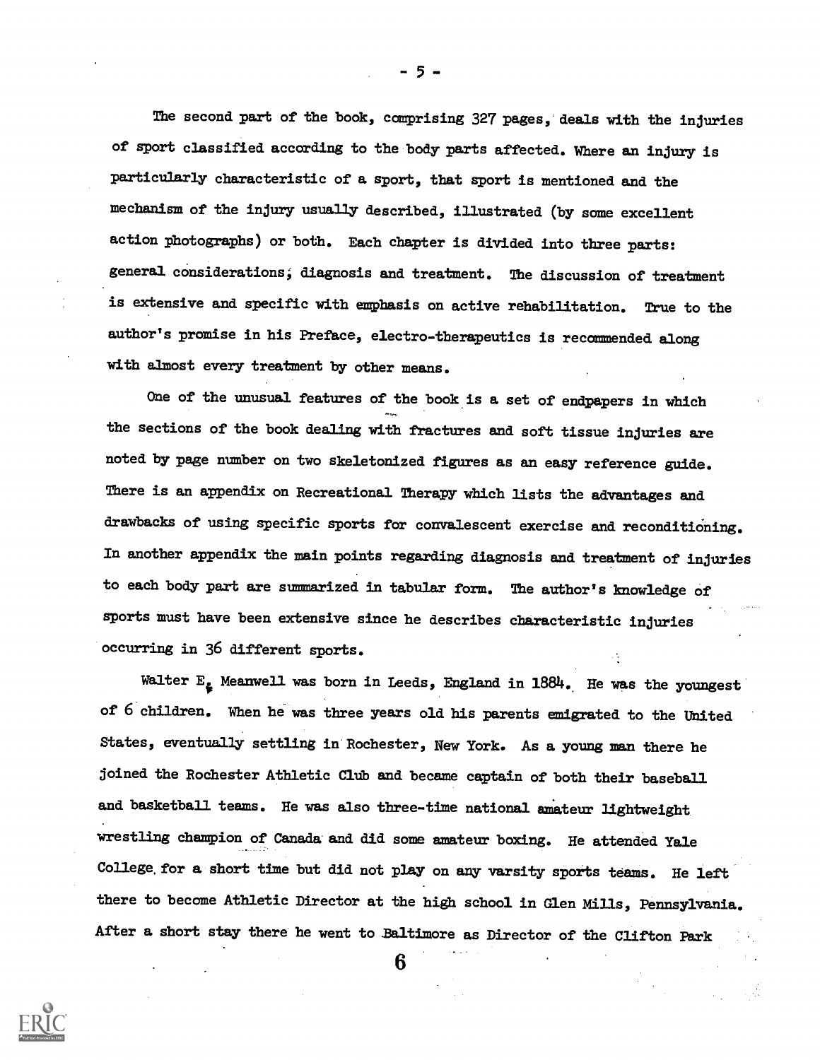The second part of the book, comprising 327 pages, deals with the injuries of sport classified according to the body parts affected. Where an injury is particularly characteristic of a sport, that sport is mentioned and the mechanism of the injury usually described, illustrated (by some excellent action photographs) or both. Each chapter is divided into three parts: general considerations; diagnosis and treatment. The discussion of treatment is extensive and specific with emphasis on active rehabilitation. True to the author's promise in his Preface, electro-therapeutics is recommended along with almost every treatment by other means.

One of the unusual features of the book is a set of endpapers in which the sections of the book dealing with fractures and soft tissue injuries are noted by page number on two skeletonized figures as an easy reference guide. There is an appendix on Recreational Therapy which lists the advantages and drawbacks of using specific sports for convalescent exercise and reconditioning. In another appendix the main points regarding diagnosis and treatment of injuries to each body part are summarized in tabular form. The author's knowledge of sports must have been extensive since he describes characteristic injuries occurring in 36 different sports.

Walter E. Meanwell was born in Leeds, England in 1884. He was the youngest of 6 children. When he was three years old his parents emigrated to the United States, eventually settling in Rochester, New York. As a young man there he joined the Rochester Athletic Club and became captain of both their baseball and basketball teams. He was also three-time national amateur lightweight wrestling champion of Canada and did some amateur boxing. He attended Yale College for a short time but did not play on any varsity sports teams. He left there to become Athletic Director at the high school in Glen Mills, Pennsylvania. After a short stay there he went to Baltimore as Director of the Clifton Park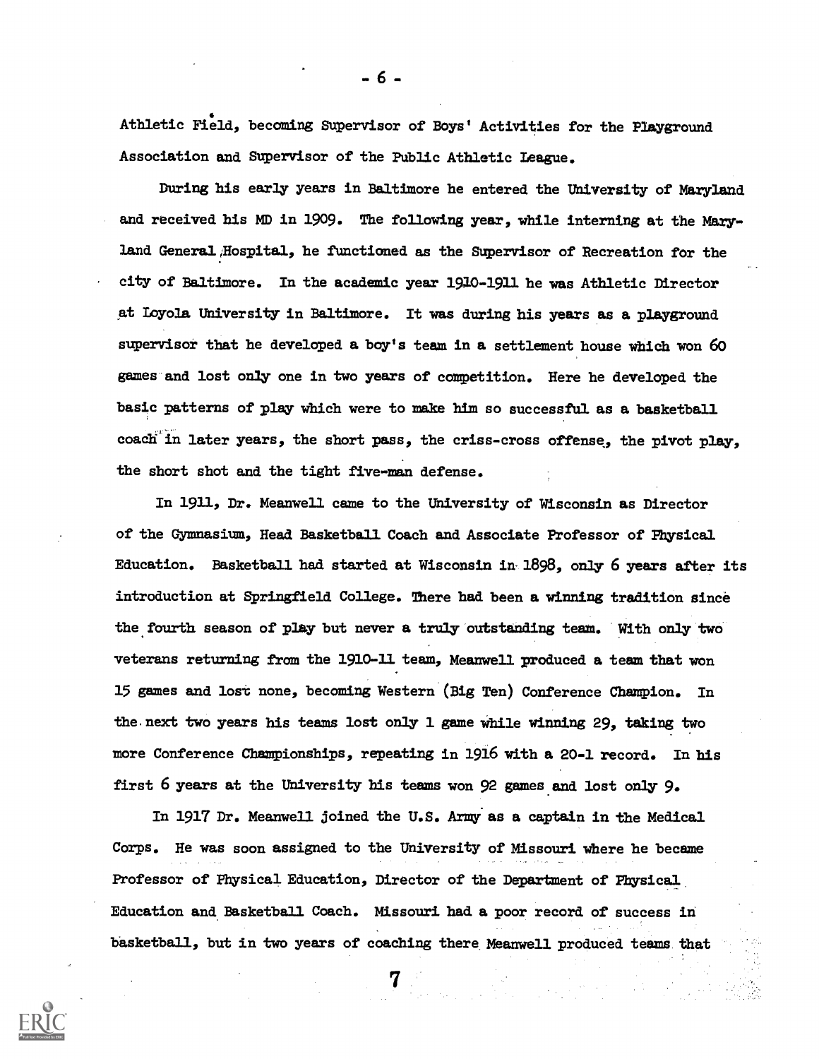Athletic Field, becoming Supervisor of Boys' Activities for the Playground Association and Supervisor of the Public Athletic League.

During his early years in Baltimore he entered the University of Maryland and received his MD in 1909. The following year, while interning at the Maryland General Hospital, he functioned as the Supervisor of Recreation for the city of Baltimore. In the academic year 1910-1911 he was Athletic Director at Loyola University in Baltimore. It was during his years as a playground supervisor that he developed a boy's team in a settlement house which won 60 games and lost only one in two years of competition. Here he developed the basic patterns of play which were to make him so successful as a basketball coach in later years, the short pass, the criss-cross offense, the pivot play, the short shot and the tight five-man defense.

In 1911, Dr. Meanwell came to the University of Wisconsin as Director of the Gymnasium, Head Basketball Coach and Associate Professor of Physical Education. Basketball had started at Wisconsin in 1898, only 6 years after its introduction at Springfield College. There had been a winning tradition since the fourth season of play but never a truly outstanding team. With only two veterans returning from the 1910-11 team, Meanwell produced a team that won 15 games and lost none, becoming Western (Big Ten) Conference Champion. In the next two years his teams lost only 1 game while winning 29, taking two more Conference Championships, repeating in 1916 with a 20-1 record. In his first 6 years at the University his teams won 92 games and lost only 9.

In 1917 Dr. Meanwell joined the U.S. Army as a captain in the Medical Corps. He was soon assigned to the University of Missouri where he became Professor of Physical Education, Director of the Department of Physical Education and Basketball Coach. Missouri had a poor record of success in basketball, but in two years of coaching there Meanwell produced teams that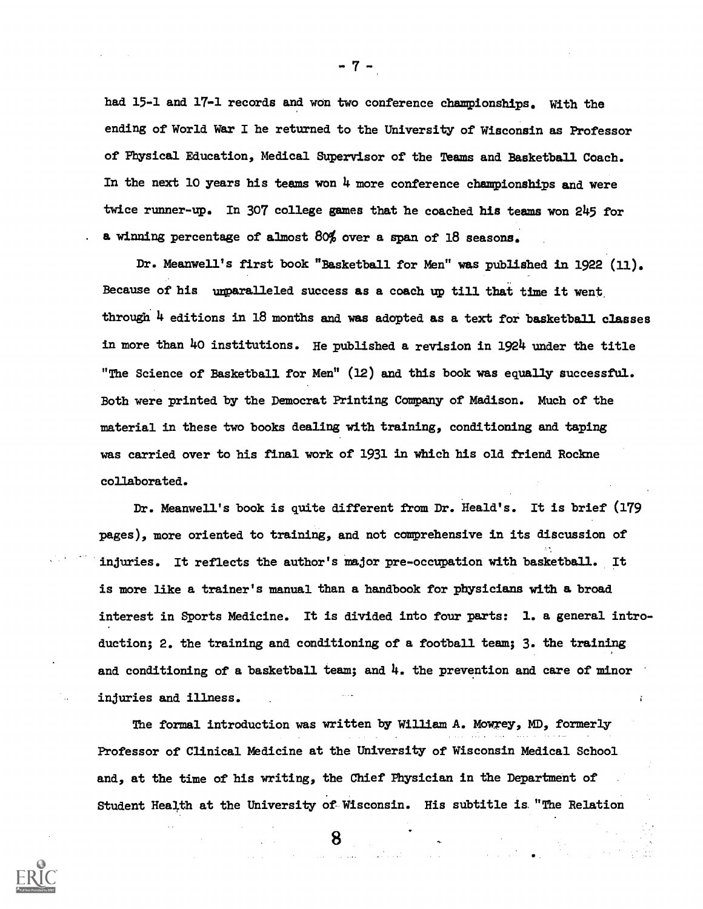had 15-1 and 17-1 records and won two conference championships. With the ending of World War I he returned to the University of Wisconsin as Professor of Physical Education, Medical Supervisor of the Teams and Basketball Coach. In the next 10 years his teams won 4 more conference championships and were twice runner-up. In 307 college games that he coached his teams won 245 for a winning percentage of almost 80% over a span of 18 seasons.

Dr. Meanwell's first book "Basketball for Men" was published in 1922 (11). Because of his unparalleled success as a coach up till that time it went through 4 editions in 18 months and was adopted as a text for basketball classes in more than 40 institutions. He published a revision in 1924 under the title "The Science of Basketball for Men" (12) and this book was equally successful. Both were printed by the Democrat Printing Company of Madison. Much of the material in these two books dealing with training, conditioning and taping was carried over to his final work of 1931 in which his old friend Rockne collaborated.

Dr. Meanwell's book is quite different from Dr. Heald's. It is brief (179 pages), more oriented to training, and not comprehensive in its discussion of injuries. It reflects the author's major pre-occupation with basketball. It is more like a trainer's manual than a handbook for physicians with a broad interest in Sports Medicine. It is divided into four parts: 1. a general introduction; 2. the training and conditioning of a football team; 3. the training and conditioning of a basketball team; and 4. the prevention and care of minor injuries and illness.

The formal introduction was written by William A. Mowrey, MD, formerly Professor of Clinical Medicine at the University of Wisconsin Medical School and, at the time of his writing, the Chief Physician in the Department of Student Health at the University of Wisconsin. His subtitle is "The Relation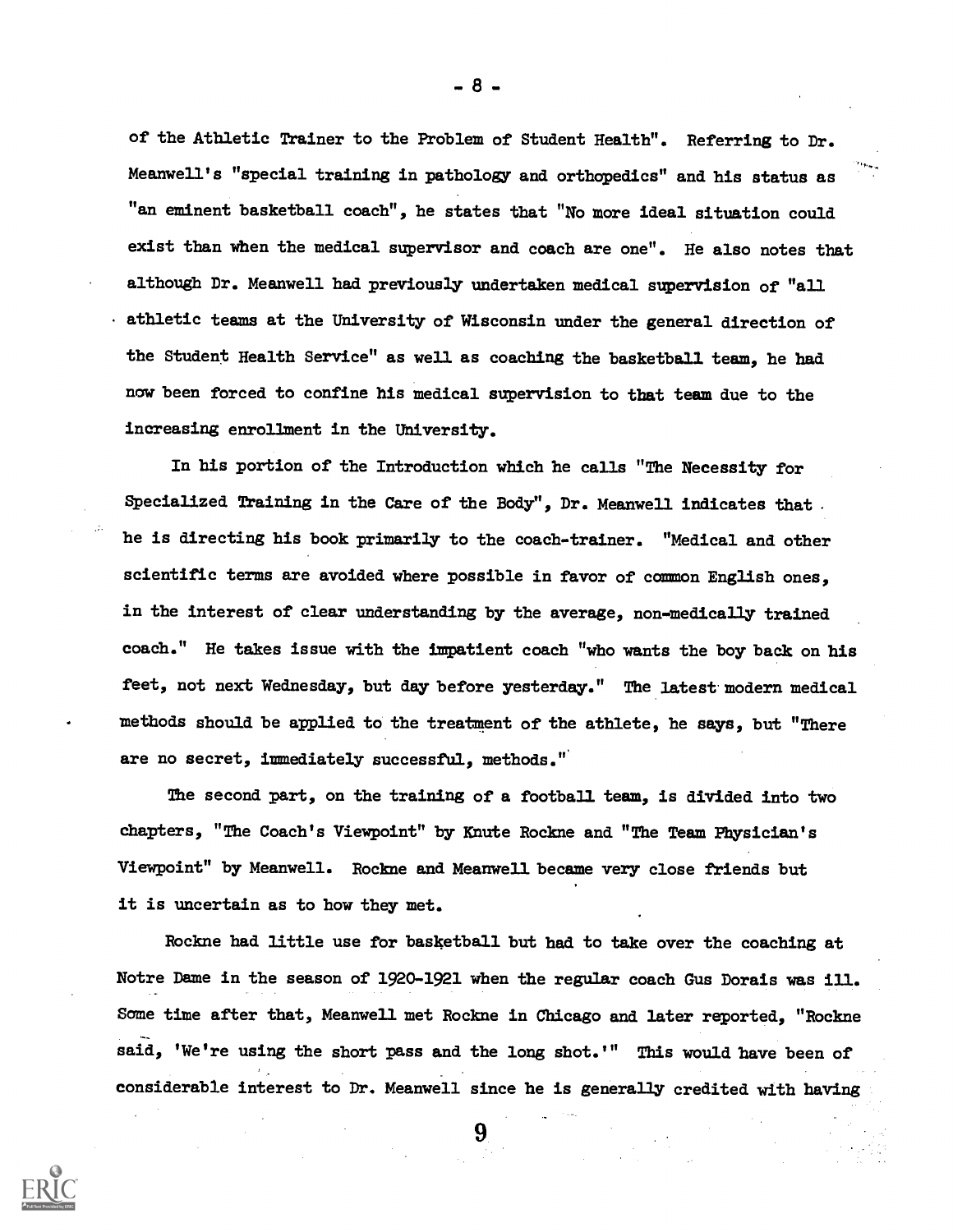of the Athletic Trainer to the Problem of Student Health". Referring to Dr. Meanwell's "special training in pathology and orthopedics" and his status as "an eminent basketball coach", he states that "No more ideal situation could exist than when the medical supervisor and coach are one". He also notes that although Dr. Meanwell had previously undertaken medical supervision of "all athletic teams at the University of Wisconsin under the general direction of the Student Health Service" as well as coaching the basketball team, he had now been forced to confine his medical supervision to that team due to the increasing enrollment in the University.

In his portion of the Introduction which he calls "The Necessity for Specialized Training in the Care of the Body", Dr. Meanwell indicates that he is directing his book primarily to the coach-trainer. "Medical and other scientific terms are avoided where possible in favor of common English ones, in the interest of clear understanding by the average, non-medically trained coach." He takes issue with the impatient coach "who wants the boy back on his feet, not next Wednesday, but day before yesterday." The latest modern medical methods should be applied to the treatment of the athlete, he says, but "There are no secret, immediately successful, methods."

The second part, on the training of a football team, is divided into two chapters, "The Coach's Viewpoint" by Knute Rockne and "The Team Physician's Viewpoint" by Meanwell. Rockne and Meanwell became very close friends but it is uncertain as to how they met.

Rockne had little use for basketball but had to take over the coaching at Notre Dame in the season of 1920-1921 when the regular coach Gus Dorais was ill. Some time after that, Meanwell met Rockne in Chicago and later reported, "Rockne said, 'We're using the short pass and the long shot.'" This would have been of considerable interest to Dr. Meanwell since he is generally credited with having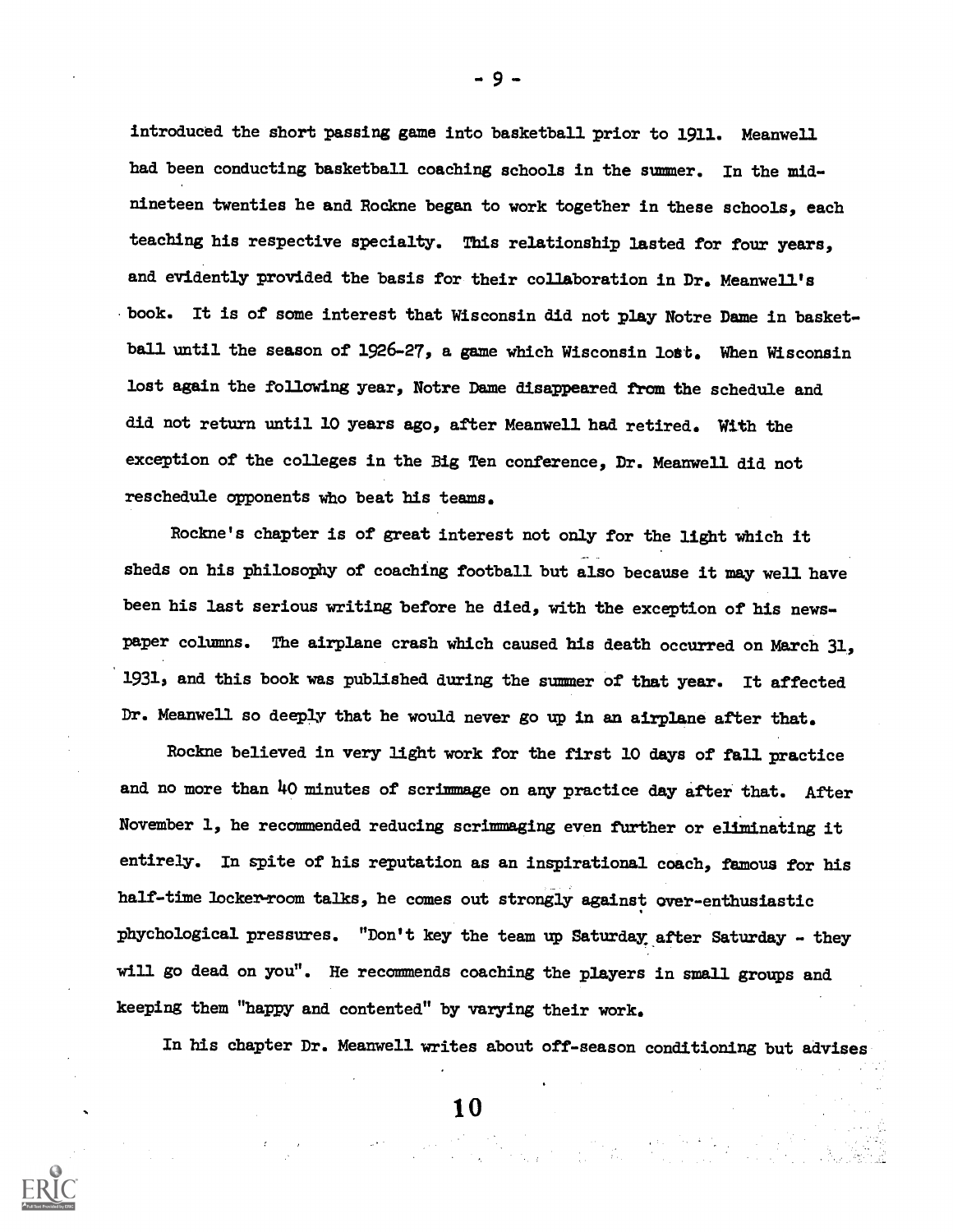introduced the short passing game into basketball prior to 1911. Meanwell had been conducting basketball coaching schools in the summer. In the mid-nineteen twenties he and Rockne began to work together in these schools, each teaching his respective specialty. This relationship lasted for four years, and evidently provided the basis for their collaboration in Dr. Meanwell's book. It is of some interest that Wisconsin did not play Notre Dame in basketball until the season of 1926-27, a game which Wisconsin lost. When Wisconsin lost again the following year, Notre Dame disappeared from the schedule and did not return until 10 years ago, after Meanwell had retired. With the exception of the colleges in the Big Ten conference, Dr. Meanwell did not reschedule opponents who beat his teams.

Rockne's chapter is of great interest not only for the light which it sheds on his philosophy of coaching football but also because it may well have been his last serious writing before he died, with the exception of his newspaper columns. The airplane crash which caused his death occurred on March 31, 1931, and this book was published during the summer of that year. It affected Dr. Meanwell so deeply that he would never go up in an airplane after that.

Rockne believed in very light work for the first 10 days of fall practice and no more than 40 minutes of scrimmage on any practice day after that. After November 1, he recommended reducing scrimmaging even further or eliminating it entirely. In spite of his reputation as an inspirational coach, famous for his half-time locker-room talks, he comes out strongly against over-enthusiastic phychological pressures. "Don't key the team up Saturday after Saturday - they will go dead on you". He recommends coaching the players in small groups and keeping them "happy and contented" by varying their work.

In his chapter Dr. Meanwell writes about off-season conditioning but advises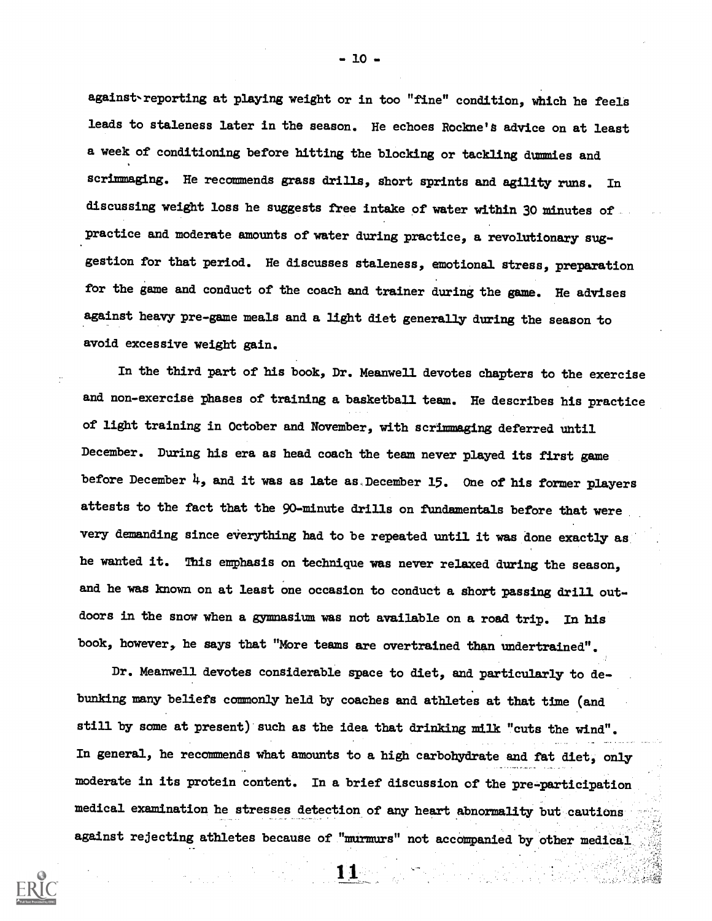against reporting at playing weight or in too "fine" condition, which he feels leads to staleness later in the season. He echoes Rockne's advice on at least a week of conditioning before hitting the blocking or tackling dummies and scrimmaging. He recommends grass drills, short sprints and agility runs. In discussing weight loss he suggests free intake of water within 30 minutes of practice and moderate amounts of water during practice, a revolutionary suggestion for that period. He discusses staleness, emotional stress, preparation for the game and conduct of the coach and trainer during the game. He advises against heavy pre-game meals and a light diet generally during the season to avoid excessive weight gain.

In the third part of his book, Dr. Meanwell devotes chapters to the exercise and non-exercise phases of training a basketball team. He describes his practice of light training in October and November, with scrimmaging deferred until December. During his era as head coach the team never played its first game before December 4, and it was as late as December 15. One of his former players attests to the fact that the 90-minute drills on fundamentals before that were very demanding since everything had to be repeated until it was done exactly as he wanted it. This emphasis on technique was never relaxed during the season, and he was known on at least one occasion to conduct a short passing drill outdoors in the snow when a gymnasium was not available on a road trip. In his book, however, he says that "More teams are overtrained than undertrained".

Dr. Meanwell devotes considerable space to diet, and particularly to debunking many beliefs commonly held by coaches and athletes at that time (and still by some at present) such as the idea that drinking milk "cuts the wind". In general, he recommends what amounts to a high carbohydrate and fat diet, only moderate in its protein content. In a brief discussion of the pre-participation medical examination he stresses detection of any heart abnormality but cautions against rejecting athletes because of "murmurs" not accompanied by other medical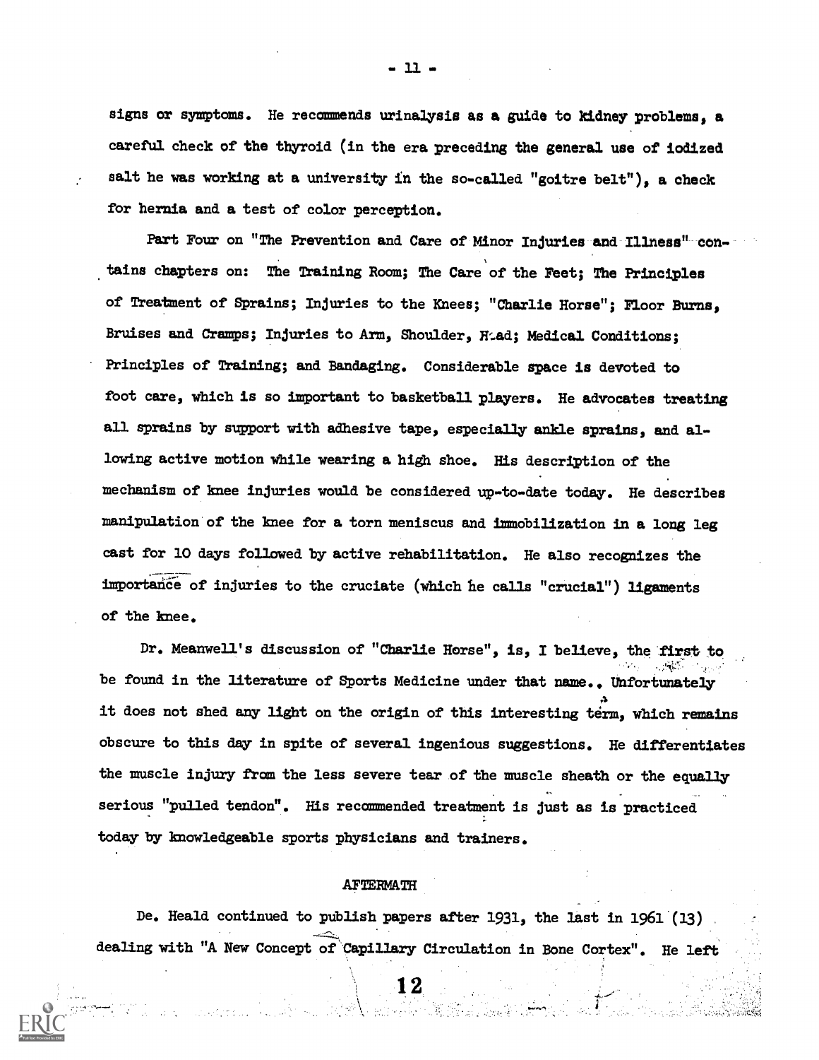signs or symptoms. He recommends urinalysis as a guide to kidney problems, a careful check of the thyroid (in the era preceding the general use of iodized salt he was working at a university in the so-called "goitre belt"), a check for hernia and a test of color perception.

Part Four on "The Prevention and Care of Minor Injuries and Illness" contains chapters on: The Training Room; The Care of the Feet; The Principles of Treatment of Sprains; Injuries to the Knees; "Charlie Horse"; Floor Burns, Bruises and Cramps; Injuries to Arm, Shoulder, Head; Medical Conditions; Principles of Training; and Bandaging. Considerable space is devoted to foot care, which is so important to basketball players. He advocates treating all sprains by support with adhesive tape, especially ankle sprains, and allowing active motion while wearing a high shoe. His description of the mechanism of knee injuries would be considered up-to-date today. He describes manipulation of the knee for a torn meniscus and immobilization in a long leg cast for 10 days followed by active rehabilitation. He also recognizes the importance of injuries to the cruciate (which he calls "crucial") ligaments of the knee.

Dr. Meanwell's discussion of "Charlie Horse", is, I believe, the first to be found in the literature of Sports Medicine under that name. Unfortunately it does not shed any light on the origin of this interesting term, which remains obscure to this day in spite of several ingenious suggestions. He differentiates the muscle injury from the less severe tear of the muscle sheath or the equally serious "pulled tendon". His recommended treatment is just as is practiced today by knowledgeable sports physicians and trainers.

## AFTERMATH

De. Heald continued to publish papers after 1931, the last in 1961 (13) dealing with "A New Concept of Capillary Circulation in Bone Cortex". He left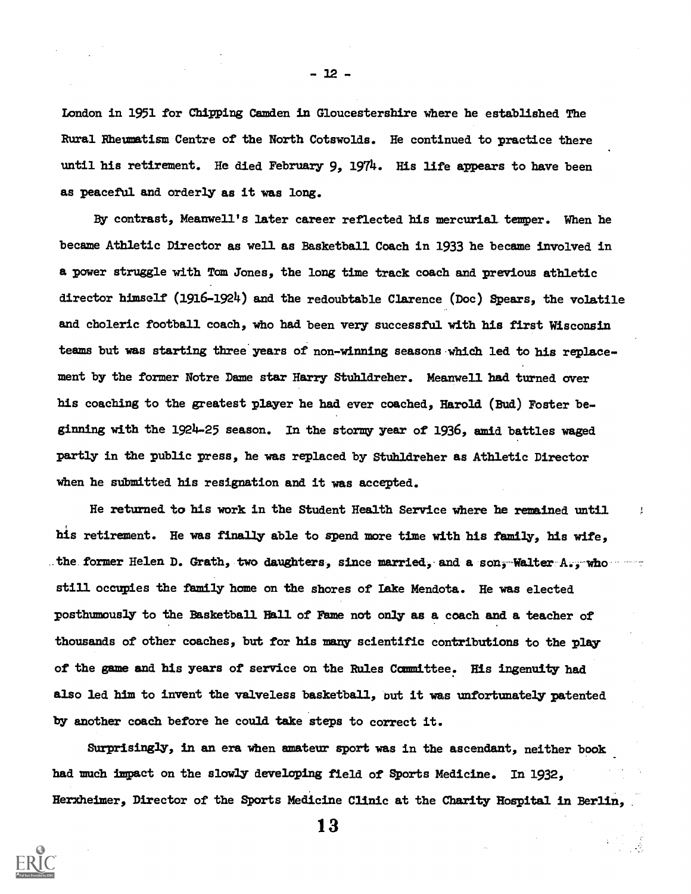London in 1951 for Chipping Camden in Gloucestershire where he established The Rural Rheumatism Centre of the North Cotswolds. He continued to practice there until his retirement. He died February 9, 1974. His life appears to have been as peaceful and orderly as it was long.

By contrast, Meanwell's later career reflected his mercurial temper. When he became Athletic Director as well as Basketball Coach in 1933 he became involved in a power struggle with Tom Jones, the long time track coach and previous athletic director himself (1916-1924) and the redoubtable Clarence (Doc) Spears, the volatile and choleric football coach, who had been very successful with his first Wisconsin teams but was starting three years of non-winning seasons which led to his replacement by the former Notre Dame star Harry Stuhldreher. Meanwell had turned over his coaching to the greatest player he had ever coached, Harold (Bud) Foster beginning with the 1924-25 season. In the stormy year of 1936, amid battles waged partly in the public press, he was replaced by Stuhldreher as Athletic Director when he submitted his resignation and it was accepted.

He returned to his work in the Student Health Service where he remained until his retirement. He was finally able to spend more time with his family, his wife, the former Helen D. Grath, two daughters, since married, and a son, Walter A., who still occupies the family home on the shores of Lake Mendota. He was elected posthumously to the Basketball Hall of Fame not only as a coach and a teacher of thousands of other coaches, but for his many scientific contributions to the play of the game and his years of service on the Rules Committee. His ingenuity had also led him to invent the valveless basketball, but it was unfortunately patented by another coach before he could take steps to correct it.

Surprisingly, in an era when amateur sport was in the ascendant, neither book had much impact on the slowly developing field of Sports Medicine. In 1932, Herxheimer, Director of the Sports Medicine Clinic at the Charity Hospital in Berlin,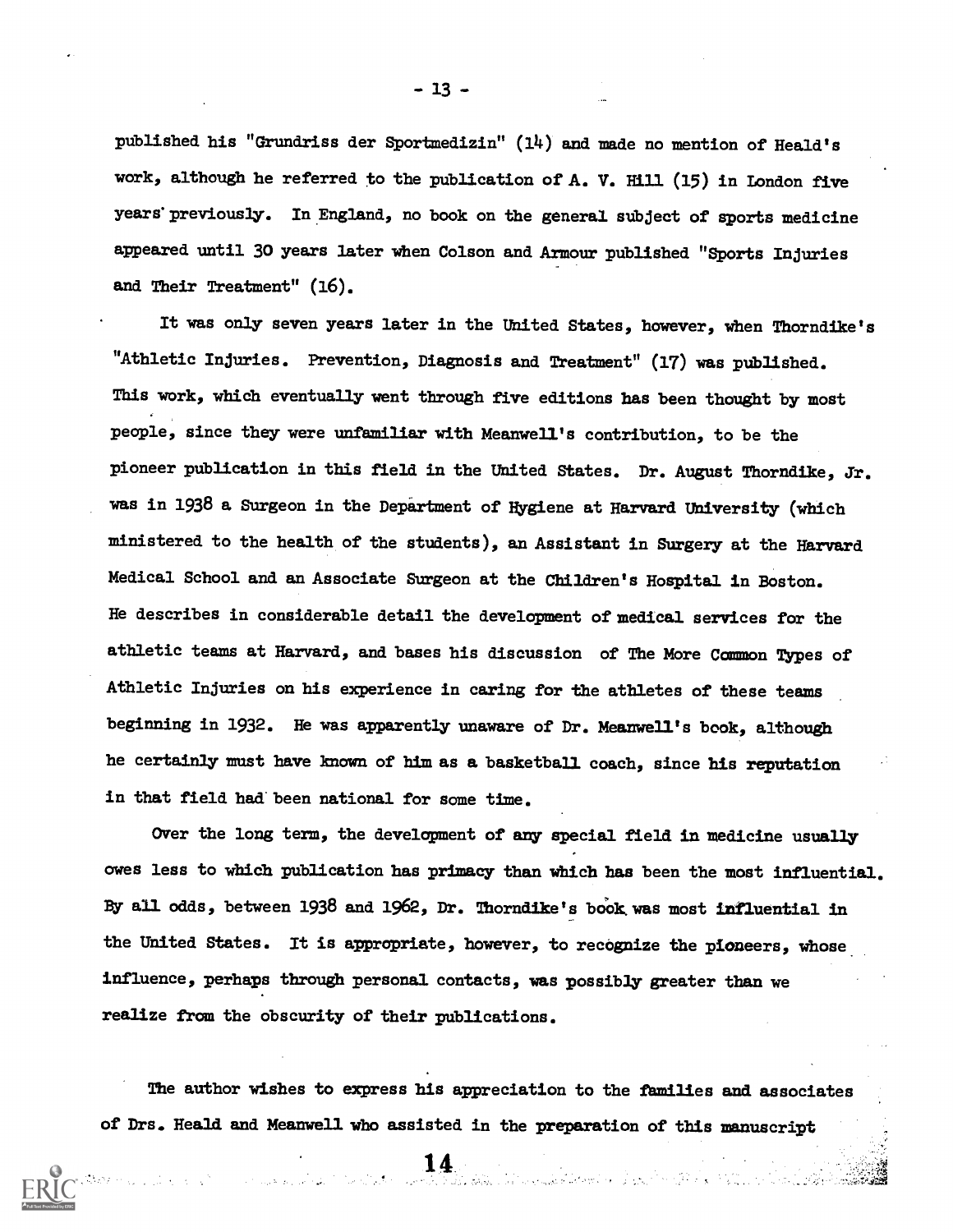published his "Grundriss der Sportmedizin" (14) and made no mention of Heald's work, although he referred to the publication of A. V. Hill (15) in London five years previously. In England, no book on the general subject of sports medicine appeared until 30 years later when Colson and Armour published "Sports Injuries and Their Treatment" (16).

It was only seven years later in the United States, however, when Thorndike's "Athletic Injuries. Prevention, Diagnosis and Treatment" (17) was published. This work, which eventually went through five editions has been thought by most people, since they were unfamiliar with Meanwell's contribution, to be the pioneer publication in this field in the United States. Dr. August Thorndike, Jr. was in 1938 a Surgeon in the Department of Hygiene at Harvard University (which ministered to the health of the students), an Assistant in Surgery at the Harvard Medical School and an Associate Surgeon at the Children's Hospital in Boston. He describes in considerable detail the development of medical services for the athletic teams at Harvard, and bases his discussion of The More Common Types of Athletic Injuries on his experience in caring for the athletes of these teams beginning in 1932. He was apparently unaware of Dr. Meanwell's book, although he certainly must have known of him as a basketball coach, since his reputation in that field had been national for some time.

Over the long term, the development of any special field in medicine usually owes less to which publication has primacy than which has been the most influential. By all odds, between 1938 and 1962, Dr. Thorndike's book was most influential in the United States. It is appropriate, however, to recognize the pioneers, whose influence, perhaps through personal contacts, was possibly greater than we realize from the obscurity of their publications.

The author wishes to express his appreciation to the families and associates of Drs. Heald and Meanwell who assisted in the preparation of this manuscript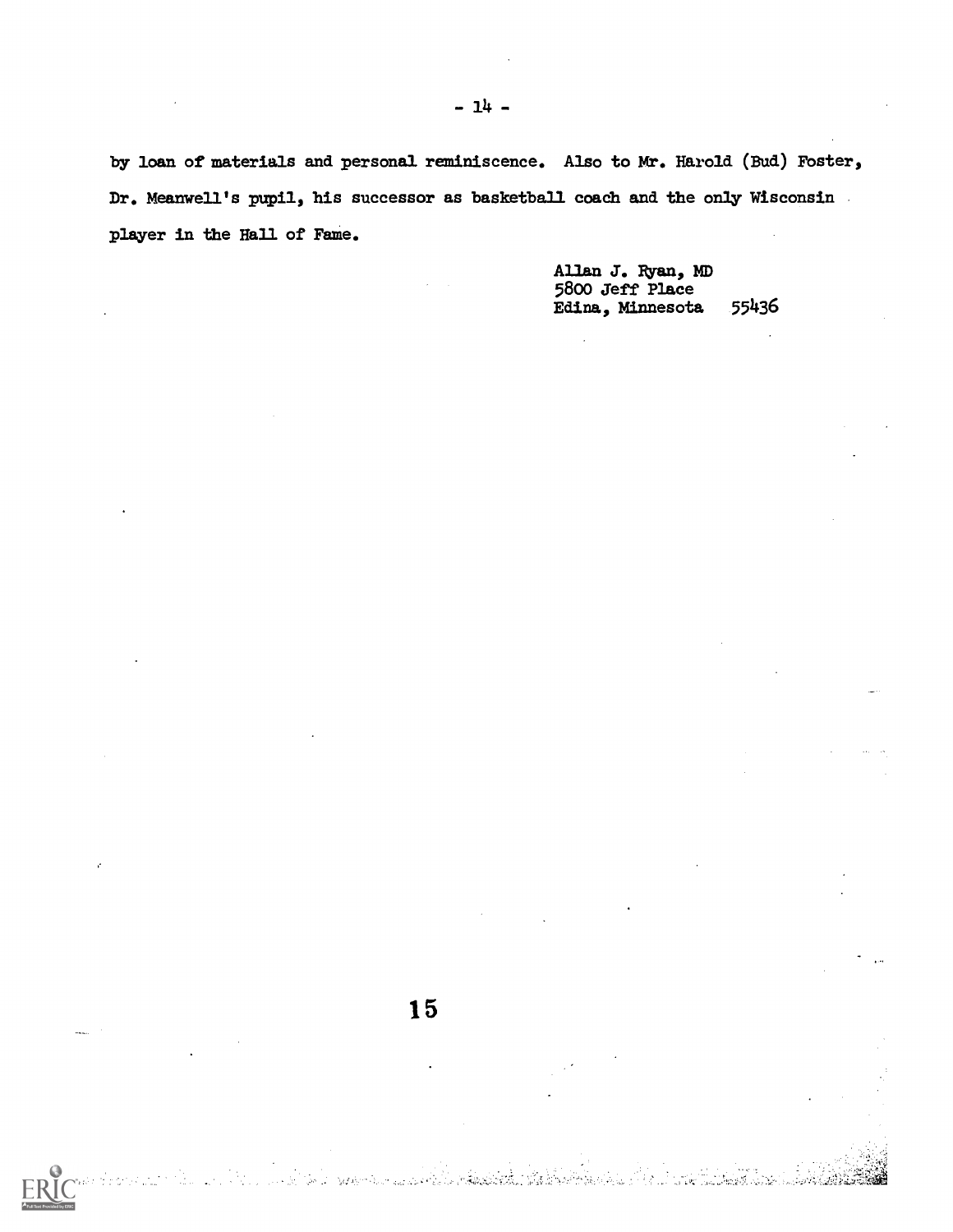by loan of materials and personal reminiscence. Also to Mr. Harold (Bud) Foster, Dr. Meanwell's pupil, his successor as basketball coach and the only Wisconsin player in the Hall of Fame.

Allan J. Ryan, MD
5800 Jeff Place
Edina, Minnesota 55436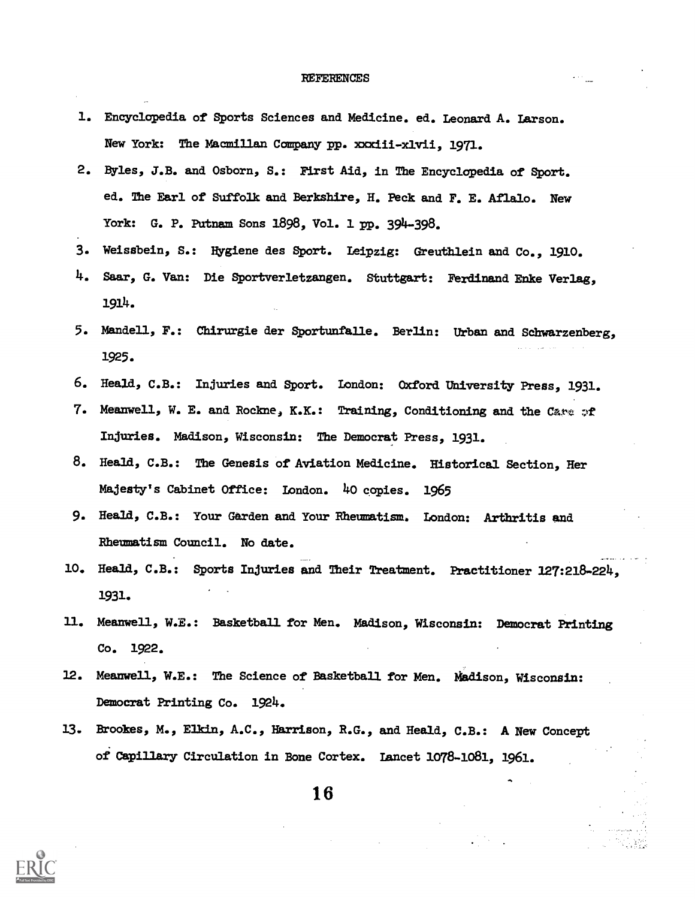# REFERENCES

1. Encyclopedia of Sports Sciences and Medicine. ed. Leonard A. Larson. New York: The Macmillan Company pp. xxxiii-xlvii, 1971.
2. Byles, J.B. and Osborn, S.: First Aid, in The Encyclopedia of Sport. ed. The Earl of Suffolk and Berkshire, H. Peck and F. E. Aflalo. New York: G. P. Putnam Sons 1898, Vol. 1 pp. 394-398.
3. Weissbein, S.: Hygiene des Sport. Leipzig: Greuthlein and Co., 1910.
4. Saar, G. Van: Die Sportverletzangen. Stuttgart: Ferdinand Enke Verlag, 1914.
5. Mandell, F.: Chirurgie der Sportunfalle. Berlin: Urban and Schwarzenberg, 1925.
6. Heald, C.B.: Injuries and Sport. London: Oxford University Press, 1931.
7. Meanwell, W. E. and Rockne, K.K.: Training, Conditioning and the Care of Injuries. Madison, Wisconsin: The Democrat Press, 1931.
8. Heald, C.B.: The Genesis of Aviation Medicine. Historical Section, Her Majesty's Cabinet Office: London. 40 copies. 1965
9. Heald, C.B.: Your Garden and Your Rheumatism. London: Arthritis and Rheumatism Council. No date.
10. Heald, C.B.: Sports Injuries and Their Treatment. Practitioner 127:218-224, 1931.
11. Meanwell, W.E.: Basketball for Men. Madison, Wisconsin: Democrat Printing Co. 1922.
12. Meanwell, W.E.: The Science of Basketball for Men. Madison, Wisconsin: Democrat Printing Co. 1924.
13. Brookes, M., Elkin, A.C., Harrison, R.G., and Heald, C.B.: A New Concept of Capillary Circulation in Bone Cortex. Lancet 1078-1081, 1961.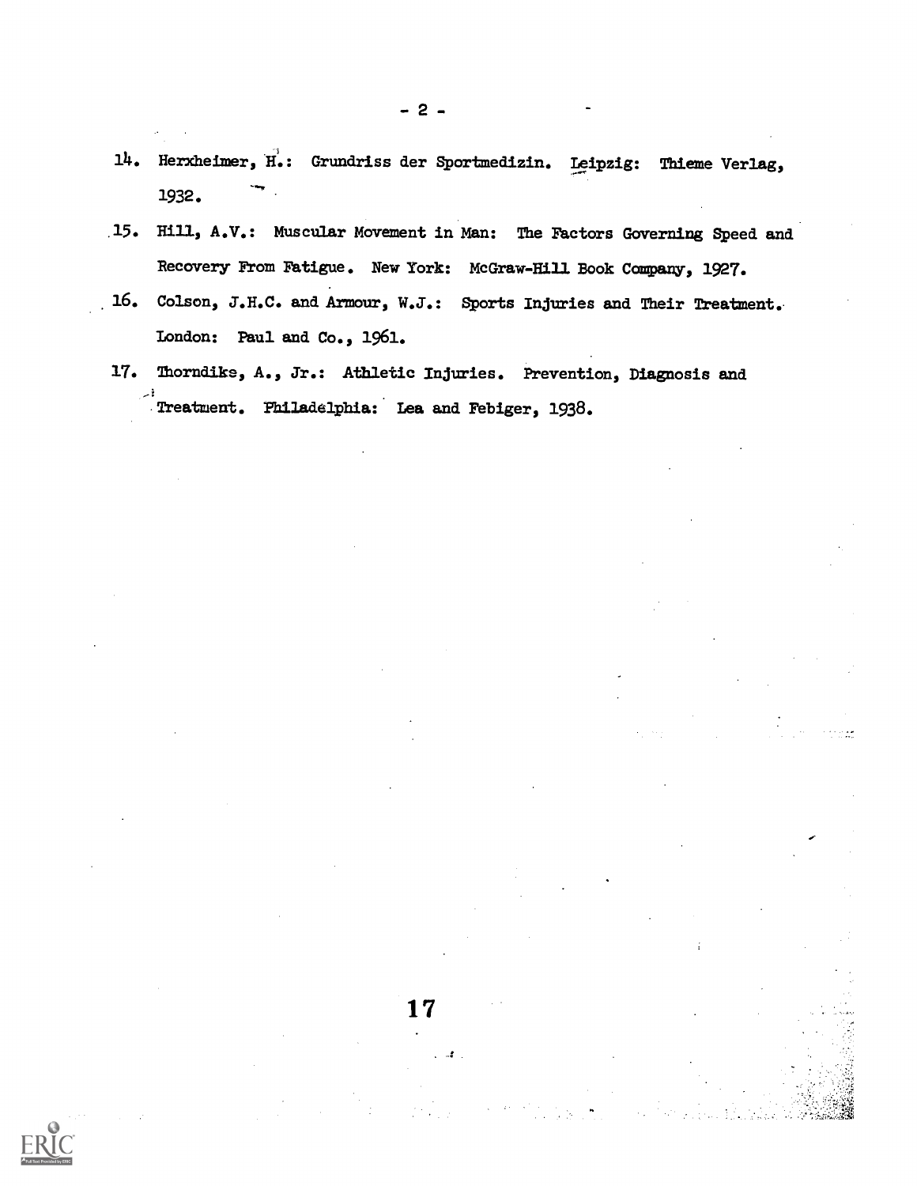14. Herxheimer, H.: Grundriss der Sportmedizin. Leipzig: Thieme Verlag, 1932.

15. Hill, A.V.: Muscular Movement in Man: The Factors Governing Speed and Recovery From Fatigue. New York: McGraw-Hill Book Company, 1927.

16. Colson, J.H.C. and Armour, W.J.: Sports Injuries and Their Treatment. London: Paul and Co., 1961.

17. Thorndike, A., Jr.: Athletic Injuries. Prevention, Diagnosis and Treatment. Philadelphia: Lea and Febiger, 1938.